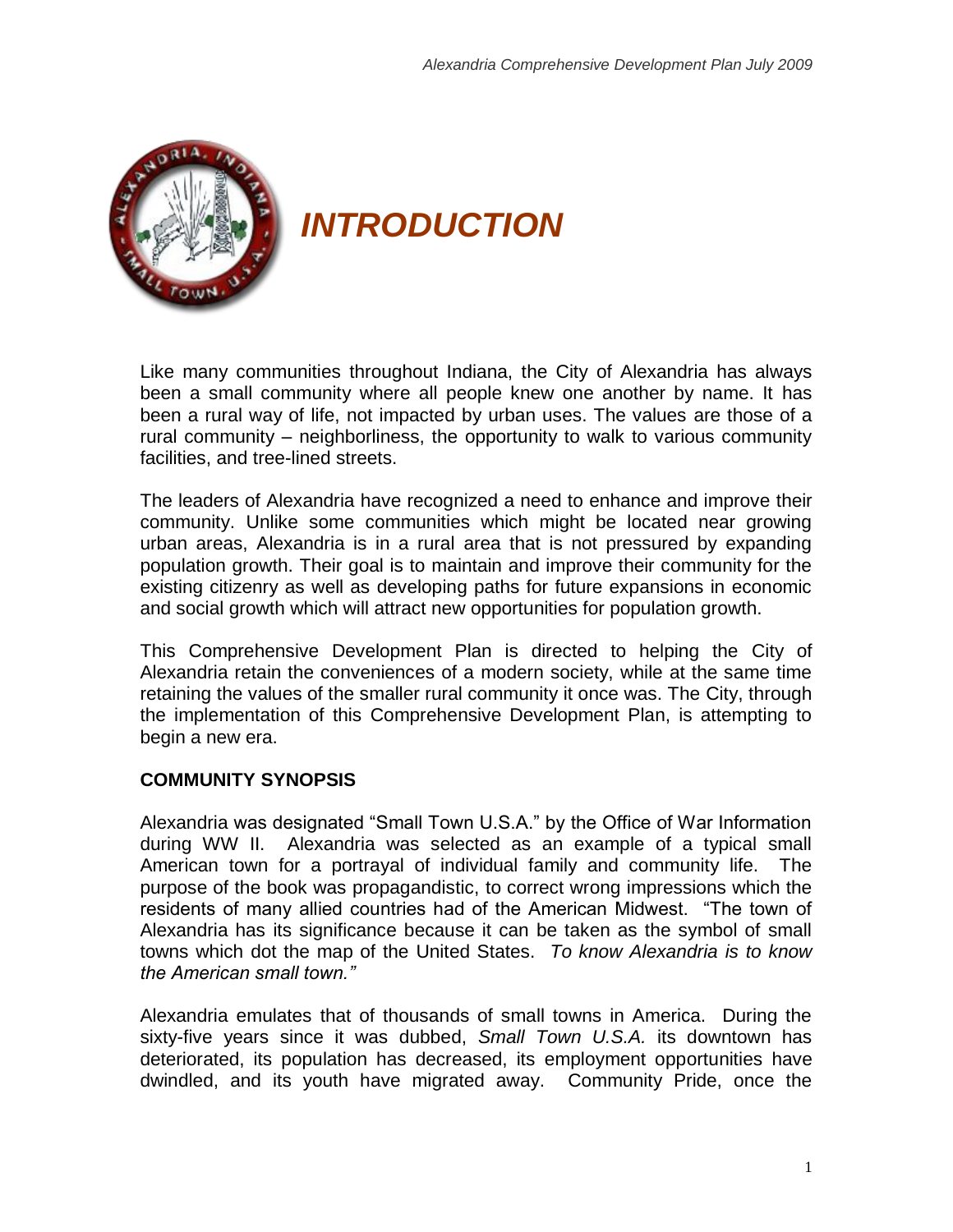# INTRODUCTION

Like many communities throughout Indiana, the City of Alexandria has always been a small community where all people knew one another by name. It has been a rural way of life, not impacted by urban uses. The values are those of a rural community – neighborliness, the opportunity to walk to various community facilities, and tree-lined streets.

The leaders of Alexandria have recognized a need to enhance and improve their community. Unlike some communities which might be located near growing urban areas, Alexandria is in a rural area that is not pressured by expanding population growth. Their goal is to maintain and improve their community for the existing citizenry as well as developing paths for future expansions in economic and social growth which will attract new opportunities for population growth.

This Comprehensive Development Plan is directed to helping the City of Alexandria retain the conveniences of a modern society, while at the same time retaining the values of the smaller rural community it once was. The City, through the implementation of this Comprehensive Development Plan, is attempting to begin a new era.

## COMMUNITY SYNOPSIS

Alexandria was designated "Small Town U.S.A." by the Office of War Information during WW II. Alexandria was selected as an example of a typical small American town for a portrayal of individual family and community life. The purpose of the book was propagandistic, to correct wrong impressions which the residents of many allied countries had of the American Midwest. "The town of Alexandria has its significance because it can be taken as the symbol of small towns which dot the map of the United States. *To know Alexandria is to know the American small town."*

Alexandria emulates that of thousands of small towns in America. During the sixty-five years since it was dubbed, *Small Town U.S.A.* its downtown has deteriorated, its population has decreased, its employment opportunities have dwindled, and its youth have migrated away. Community Pride, once the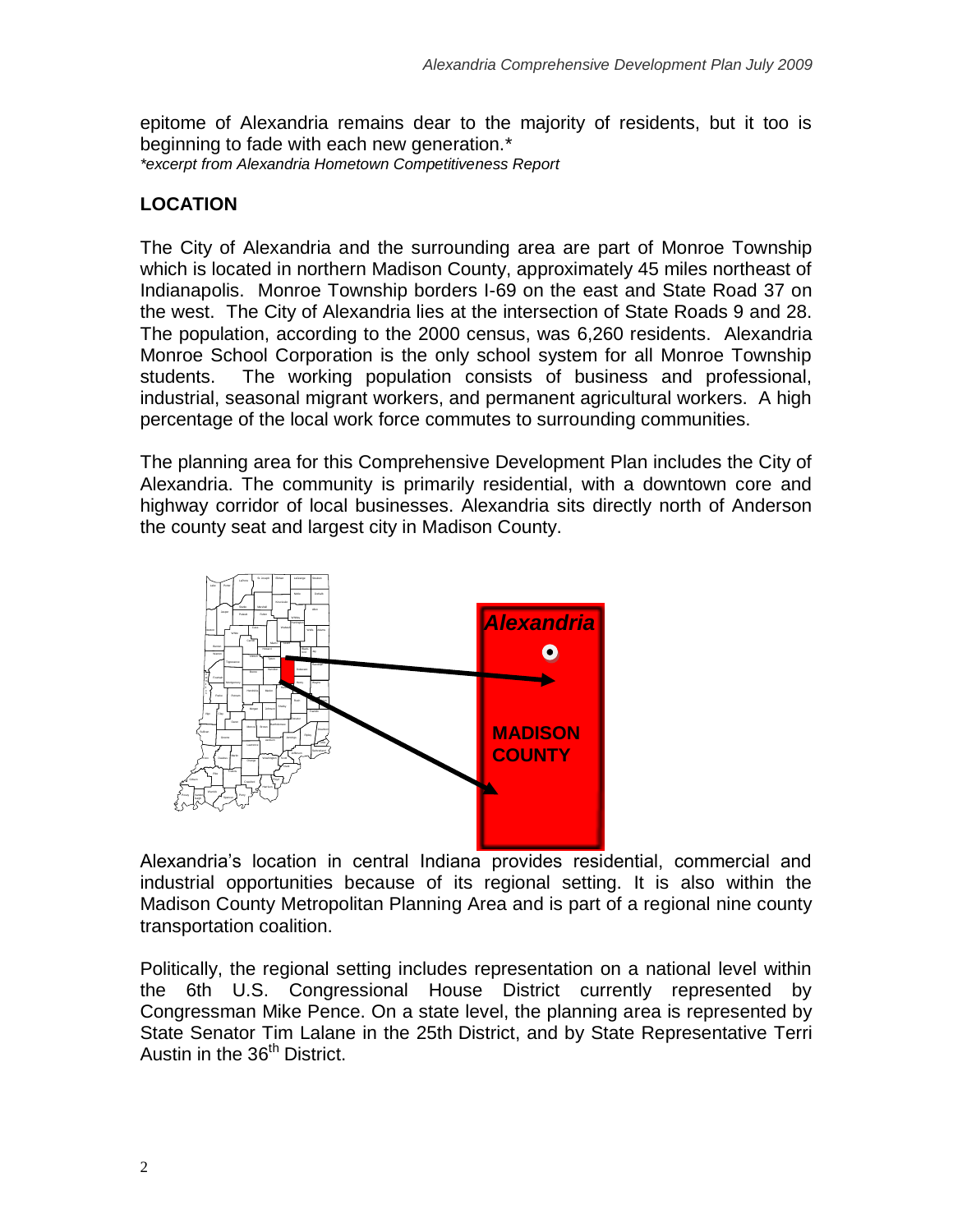epitome of Alexandria remains dear to the majority of residents, but it too is beginning to fade with each new generation.*

*\*excerpt from Alexandria Hometown Competitiveness Report*

## LOCATION

The City of Alexandria and the surrounding area are part of Monroe Township which is located in northern Madison County, approximately 45 miles northeast of Indianapolis. Monroe Township borders I-69 on the east and State Road 37 on the west. The City of Alexandria lies at the intersection of State Roads 9 and 28. The population, according to the 2000 census, was 6,260 residents. Alexandria Monroe School Corporation is the only school system for all Monroe Township students. The working population consists of business and professional, industrial, seasonal migrant workers, and permanent agricultural workers. A high percentage of the local work force commutes to surrounding communities.

The planning area for this Comprehensive Development Plan includes the City of Alexandria. The community is primarily residential, with a downtown core and highway corridor of local businesses. Alexandria sits directly north of Anderson the county seat and largest city in Madison County.

*Alexandria*

**MADISON COUNTY**

Alexandria's location in central Indiana provides residential, commercial and industrial opportunities because of its regional setting. It is also within the Madison County Metropolitan Planning Area and is part of a regional nine county transportation coalition.

Politically, the regional setting includes representation on a national level within the 6th U.S. Congressional House District currently represented by Congressman Mike Pence. On a state level, the planning area is represented by State Senator Tim Lalane in the 25th District, and by State Representative Terri Austin in the 36th District.